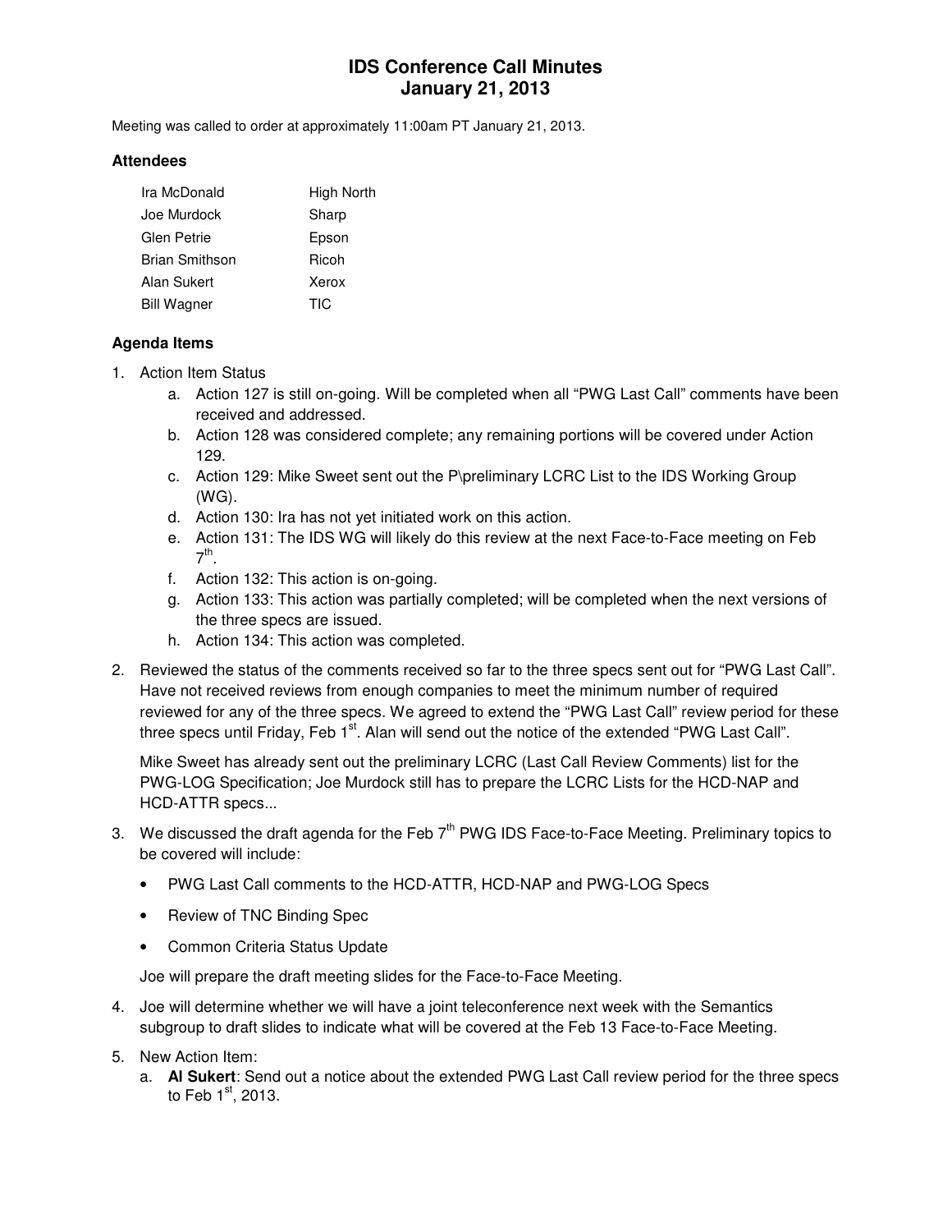# IDS Conference Call Minutes
# January 21, 2013

Meeting was called to order at approximately 11:00am PT January 21, 2013.

### Attendees

| | |
|---|---|
| Ira McDonald | High North |
| Joe Murdock | Sharp |
| Glen Petrie | Epson |
| Brian Smithson | Ricoh |
| Alan Sukert | Xerox |
| Bill Wagner | TIC |

### Agenda Items

1. Action Item Status
   a. Action 127 is still on-going. Will be completed when all "PWG Last Call" comments have been received and addressed.
   b. Action 128 was considered complete; any remaining portions will be covered under Action 129.
   c. Action 129: Mike Sweet sent out the P\preliminary LCRC List to the IDS Working Group (WG).
   d. Action 130: Ira has not yet initiated work on this action.
   e. Action 131: The IDS WG will likely do this review at the next Face-to-Face meeting on Feb 7th.
   f. Action 132: This action is on-going.
   g. Action 133: This action was partially completed; will be completed when the next versions of the three specs are issued.
   h. Action 134: This action was completed.

2. Reviewed the status of the comments received so far to the three specs sent out for "PWG Last Call". Have not received reviews from enough companies to meet the minimum number of required reviewed for any of the three specs. We agreed to extend the "PWG Last Call" review period for these three specs until Friday, Feb 1st. Alan will send out the notice of the extended "PWG Last Call".

   Mike Sweet has already sent out the preliminary LCRC (Last Call Review Comments) list for the PWG-LOG Specification; Joe Murdock still has to prepare the LCRC Lists for the HCD-NAP and HCD-ATTR specs...

3. We discussed the draft agenda for the Feb 7th PWG IDS Face-to-Face Meeting. Preliminary topics to be covered will include:

   - PWG Last Call comments to the HCD-ATTR, HCD-NAP and PWG-LOG Specs
   - Review of TNC Binding Spec
   - Common Criteria Status Update

   Joe will prepare the draft meeting slides for the Face-to-Face Meeting.

4. Joe will determine whether we will have a joint teleconference next week with the Semantics subgroup to draft slides to indicate what will be covered at the Feb 13 Face-to-Face Meeting.

5. New Action Item:
   a. **Al Sukert**: Send out a notice about the extended PWG Last Call review period for the three specs to Feb 1st, 2013.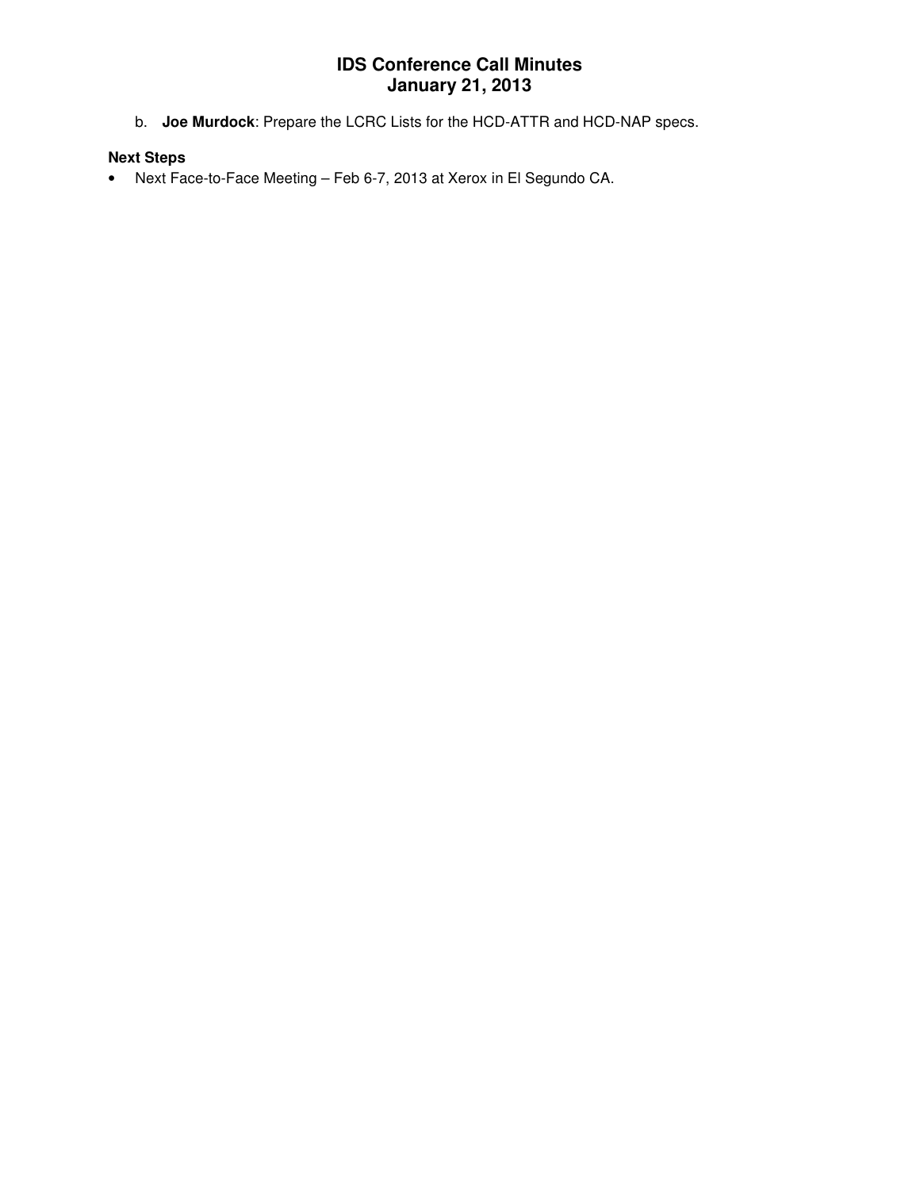b. **Joe Murdock**: Prepare the LCRC Lists for the HCD-ATTR and HCD-NAP specs.

**Next Steps**

- Next Face-to-Face Meeting – Feb 6-7, 2013 at Xerox in El Segundo CA.